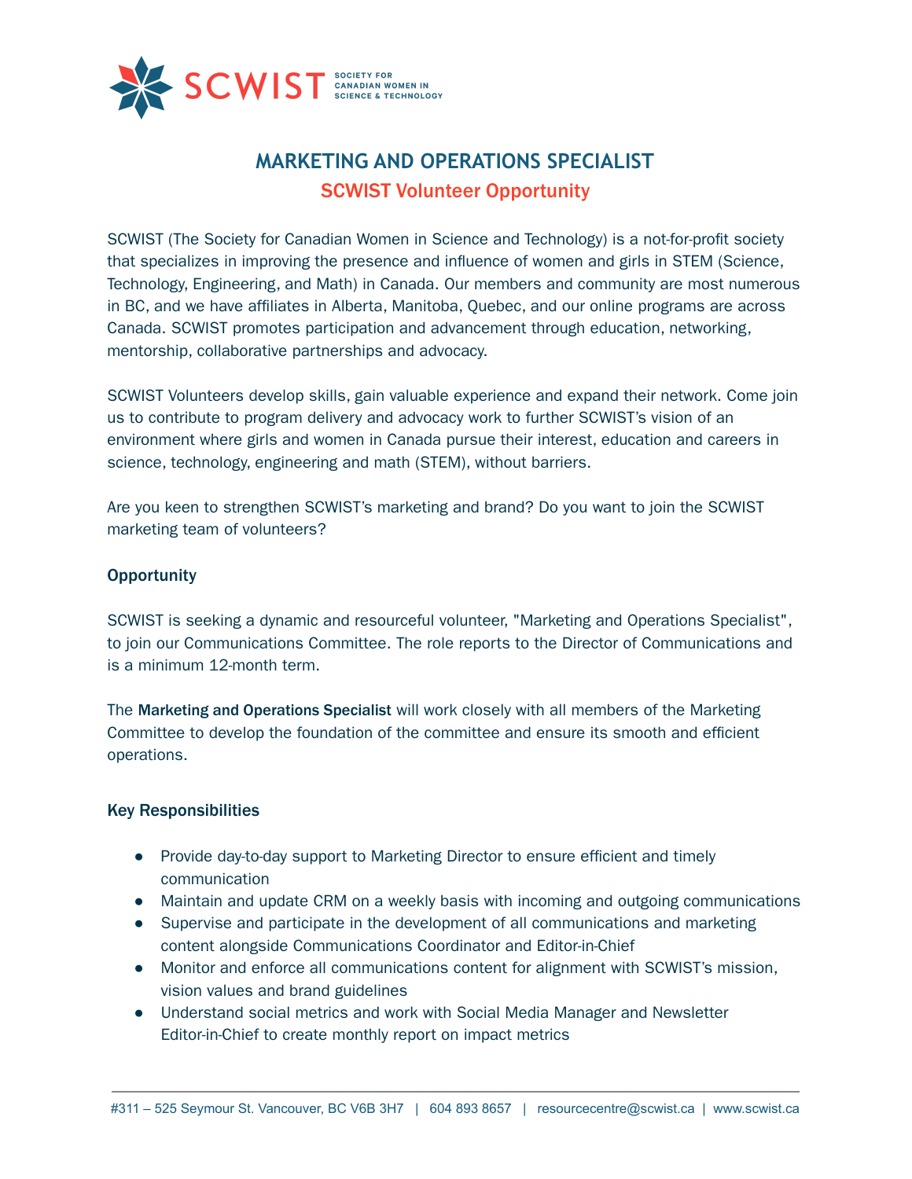SCWIST SOCIETY FOR CANADIAN WOMEN IN SCIENCE & TECHNOLOGY

# MARKETING AND OPERATIONS SPECIALIST

## SCWIST Volunteer Opportunity

SCWIST (The Society for Canadian Women in Science and Technology) is a not-for-profit society that specializes in improving the presence and influence of women and girls in STEM (Science, Technology, Engineering, and Math) in Canada. Our members and community are most numerous in BC, and we have affiliates in Alberta, Manitoba, Quebec, and our online programs are across Canada. SCWIST promotes participation and advancement through education, networking, mentorship, collaborative partnerships and advocacy.

SCWIST Volunteers develop skills, gain valuable experience and expand their network. Come join us to contribute to program delivery and advocacy work to further SCWIST's vision of an environment where girls and women in Canada pursue their interest, education and careers in science, technology, engineering and math (STEM), without barriers.

Are you keen to strengthen SCWIST's marketing and brand? Do you want to join the SCWIST marketing team of volunteers?

### Opportunity

SCWIST is seeking a dynamic and resourceful volunteer, "Marketing and Operations Specialist", to join our Communications Committee. The role reports to the Director of Communications and is a minimum 12-month term.

The **Marketing and Operations Specialist** will work closely with all members of the Marketing Committee to develop the foundation of the committee and ensure its smooth and efficient operations.

### Key Responsibilities

- Provide day-to-day support to Marketing Director to ensure efficient and timely communication
- Maintain and update CRM on a weekly basis with incoming and outgoing communications
- Supervise and participate in the development of all communications and marketing content alongside Communications Coordinator and Editor-in-Chief
- Monitor and enforce all communications content for alignment with SCWIST's mission, vision values and brand guidelines
- Understand social metrics and work with Social Media Manager and Newsletter Editor-in-Chief to create monthly report on impact metrics

#311 – 525 Seymour St. Vancouver, BC V6B 3H7 | 604 893 8657 | resourcecentre@scwist.ca | www.scwist.ca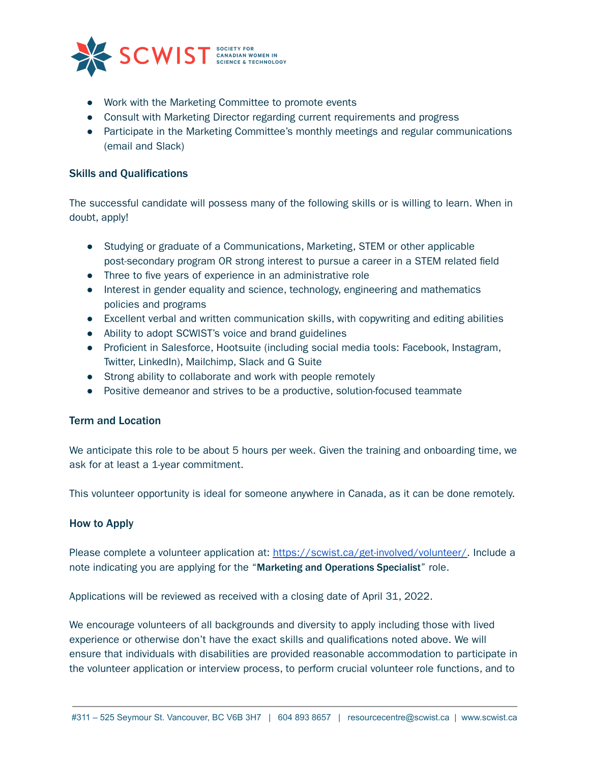- Work with the Marketing Committee to promote events
- Consult with Marketing Director regarding current requirements and progress
- Participate in the Marketing Committee's monthly meetings and regular communications (email and Slack)

### Skills and Qualifications

The successful candidate will possess many of the following skills or is willing to learn. When in doubt, apply!

- Studying or graduate of a Communications, Marketing, STEM or other applicable post-secondary program OR strong interest to pursue a career in a STEM related field
- Three to five years of experience in an administrative role
- Interest in gender equality and science, technology, engineering and mathematics policies and programs
- Excellent verbal and written communication skills, with copywriting and editing abilities
- Ability to adopt SCWIST's voice and brand guidelines
- Proficient in Salesforce, Hootsuite (including social media tools: Facebook, Instagram, Twitter, LinkedIn), Mailchimp, Slack and G Suite
- Strong ability to collaborate and work with people remotely
- Positive demeanor and strives to be a productive, solution-focused teammate

### Term and Location

We anticipate this role to be about 5 hours per week. Given the training and onboarding time, we ask for at least a 1-year commitment.

This volunteer opportunity is ideal for someone anywhere in Canada, as it can be done remotely.

### How to Apply

Please complete a volunteer application at: [https://scwist.ca/get-involved/volunteer/](https://scwist.ca/get-involved/volunteer/). Include a note indicating you are applying for the "**Marketing and Operations Specialist**" role.

Applications will be reviewed as received with a closing date of April 31, 2022.

We encourage volunteers of all backgrounds and diversity to apply including those with lived experience or otherwise don't have the exact skills and qualifications noted above. We will ensure that individuals with disabilities are provided reasonable accommodation to participate in the volunteer application or interview process, to perform crucial volunteer role functions, and to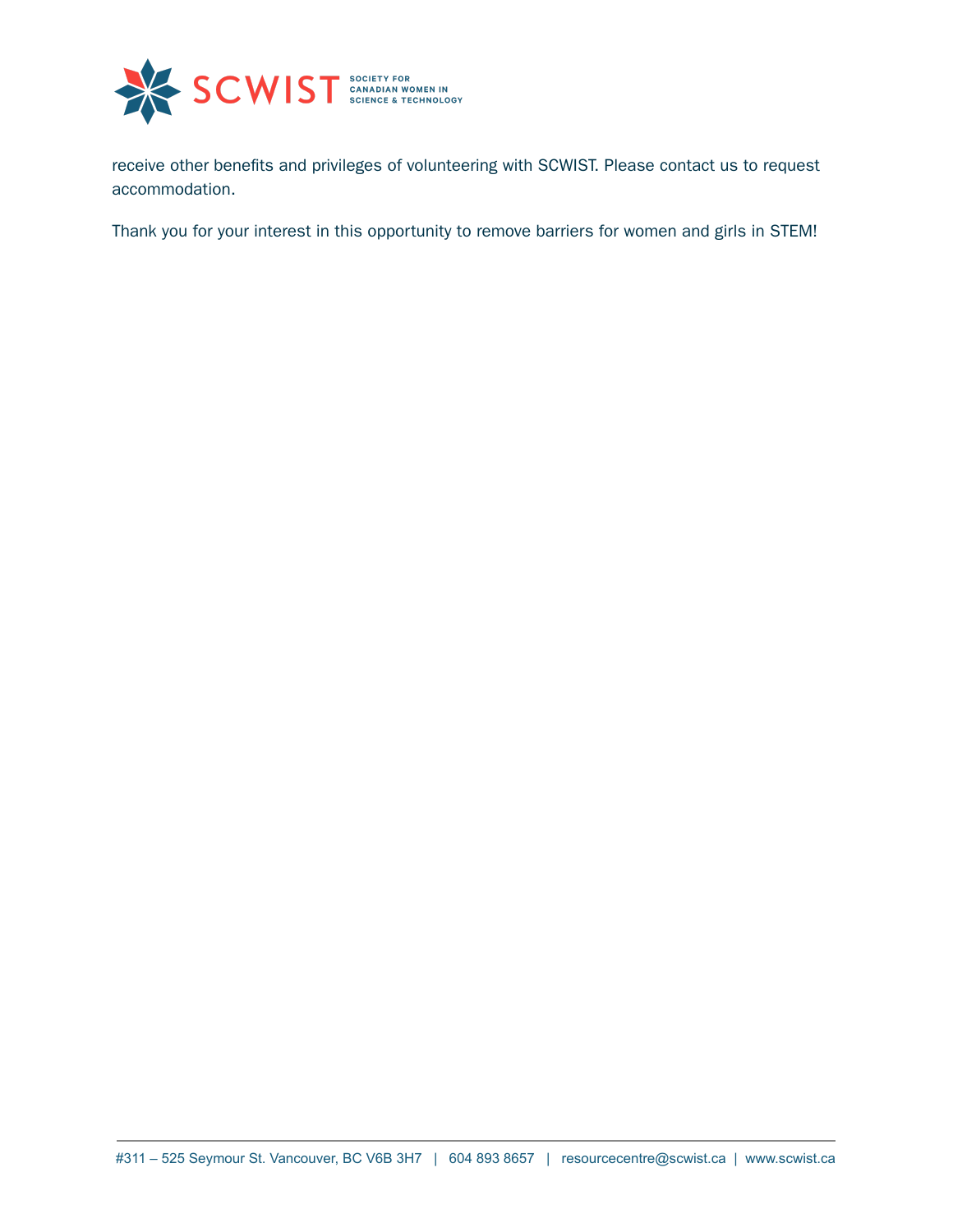receive other benefits and privileges of volunteering with SCWIST. Please contact us to request accommodation.

Thank you for your interest in this opportunity to remove barriers for women and girls in STEM!